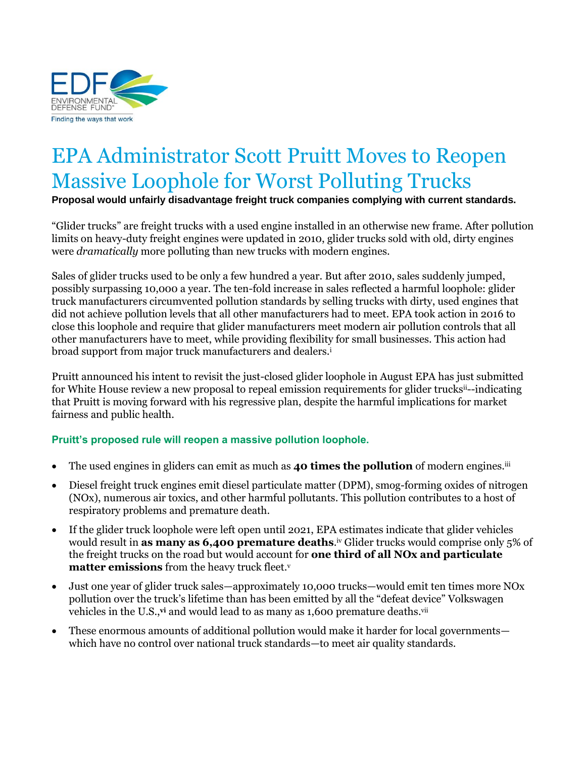EDF ENVIRONMENTAL DEFENSE FUND®
Finding the ways that work

# EPA Administrator Scott Pruitt Moves to Reopen Massive Loophole for Worst Polluting Trucks

**Proposal would unfairly disadvantage freight truck companies complying with current standards.**

"Glider trucks" are freight trucks with a used engine installed in an otherwise new frame. After pollution limits on heavy-duty freight engines were updated in 2010, glider trucks sold with old, dirty engines were *dramatically* more polluting than new trucks with modern engines.

Sales of glider trucks used to be only a few hundred a year. But after 2010, sales suddenly jumped, possibly surpassing 10,000 a year. The ten-fold increase in sales reflected a harmful loophole: glider truck manufacturers circumvented pollution standards by selling trucks with dirty, used engines that did not achieve pollution levels that all other manufacturers had to meet. EPA took action in 2016 to close this loophole and require that glider manufacturers meet modern air pollution controls that all other manufacturers have to meet, while providing flexibility for small businesses. This action had broad support from major truck manufacturers and dealers.[i]

Pruitt announced his intent to revisit the just-closed glider loophole in August EPA has just submitted for White House review a new proposal to repeal emission requirements for glider trucks[ii]--indicating that Pruitt is moving forward with his regressive plan, despite the harmful implications for market fairness and public health.

### Pruitt's proposed rule will reopen a massive pollution loophole.

- The used engines in gliders can emit as much as **40 times the pollution** of modern engines.[iii]
- Diesel freight truck engines emit diesel particulate matter (DPM), smog-forming oxides of nitrogen (NOx), numerous air toxics, and other harmful pollutants. This pollution contributes to a host of respiratory problems and premature death.
- If the glider truck loophole were left open until 2021, EPA estimates indicate that glider vehicles would result in **as many as 6,400 premature deaths**.[iv] Glider trucks would comprise only 5% of the freight trucks on the road but would account for **one third of all NOx and particulate matter emissions** from the heavy truck fleet.[v]
- Just one year of glider truck sales—approximately 10,000 trucks—would emit ten times more NOx pollution over the truck's lifetime than has been emitted by all the "defeat device" Volkswagen vehicles in the U.S.,[vi] and would lead to as many as 1,600 premature deaths.[vii]
- These enormous amounts of additional pollution would make it harder for local governments—which have no control over national truck standards—to meet air quality standards.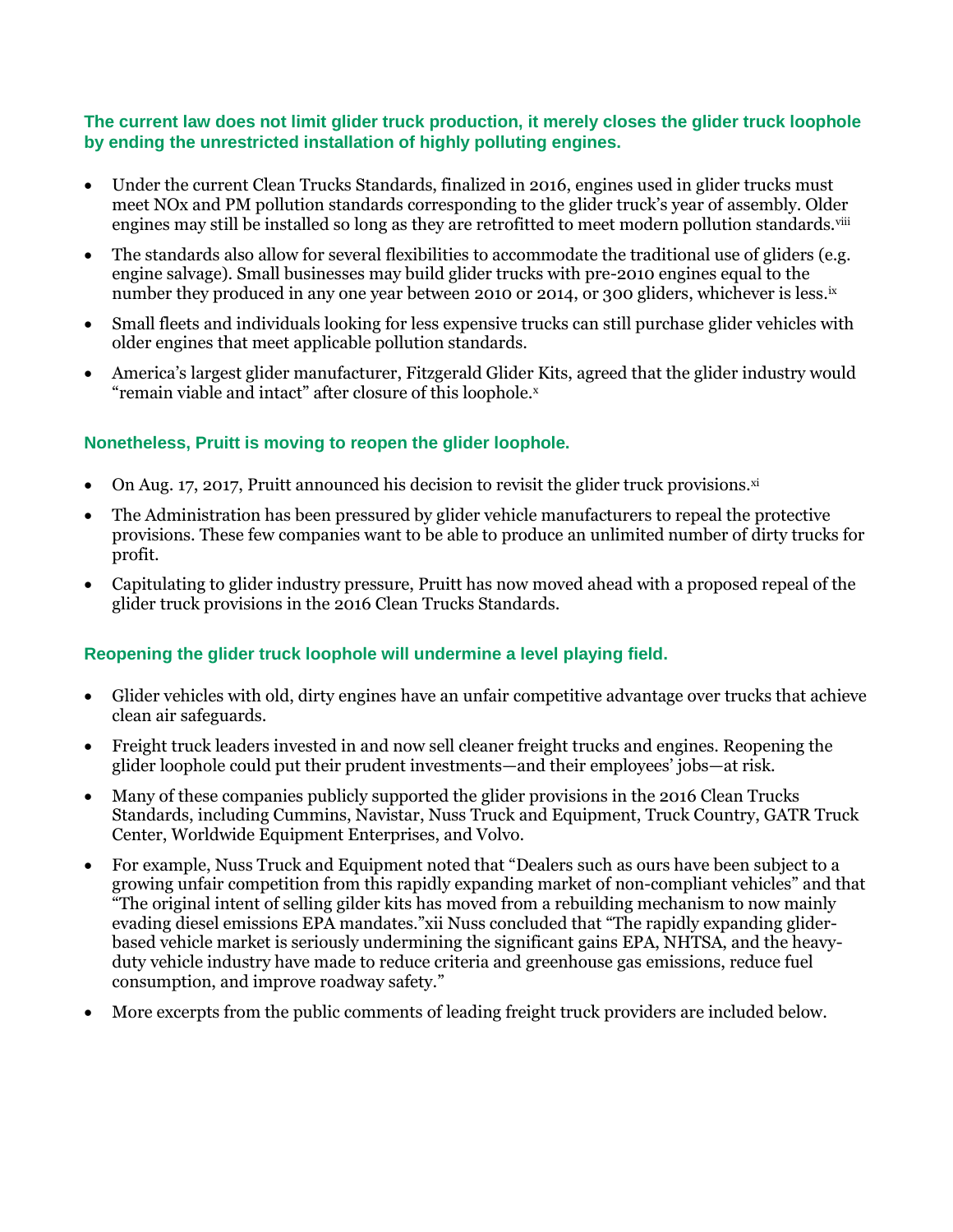## The current law does not limit glider truck production, it merely closes the glider truck loophole by ending the unrestricted installation of highly polluting engines.

- Under the current Clean Trucks Standards, finalized in 2016, engines used in glider trucks must meet NOx and PM pollution standards corresponding to the glider truck's year of assembly. Older engines may still be installed so long as they are retrofitted to meet modern pollution standards.[viii]
- The standards also allow for several flexibilities to accommodate the traditional use of gliders (e.g. engine salvage). Small businesses may build glider trucks with pre-2010 engines equal to the number they produced in any one year between 2010 or 2014, or 300 gliders, whichever is less.[ix]
- Small fleets and individuals looking for less expensive trucks can still purchase glider vehicles with older engines that meet applicable pollution standards.
- America's largest glider manufacturer, Fitzgerald Glider Kits, agreed that the glider industry would "remain viable and intact" after closure of this loophole.[x]

## Nonetheless, Pruitt is moving to reopen the glider loophole.

- On Aug. 17, 2017, Pruitt announced his decision to revisit the glider truck provisions.[xi]
- The Administration has been pressured by glider vehicle manufacturers to repeal the protective provisions. These few companies want to be able to produce an unlimited number of dirty trucks for profit.
- Capitulating to glider industry pressure, Pruitt has now moved ahead with a proposed repeal of the glider truck provisions in the 2016 Clean Trucks Standards.

## Reopening the glider truck loophole will undermine a level playing field.

- Glider vehicles with old, dirty engines have an unfair competitive advantage over trucks that achieve clean air safeguards.
- Freight truck leaders invested in and now sell cleaner freight trucks and engines. Reopening the glider loophole could put their prudent investments—and their employees' jobs—at risk.
- Many of these companies publicly supported the glider provisions in the 2016 Clean Trucks Standards, including Cummins, Navistar, Nuss Truck and Equipment, Truck Country, GATR Truck Center, Worldwide Equipment Enterprises, and Volvo.
- For example, Nuss Truck and Equipment noted that "Dealers such as ours have been subject to a growing unfair competition from this rapidly expanding market of non-compliant vehicles" and that "The original intent of selling gilder kits has moved from a rebuilding mechanism to now mainly evading diesel emissions EPA mandates."xii Nuss concluded that "The rapidly expanding glider-based vehicle market is seriously undermining the significant gains EPA, NHTSA, and the heavy-duty vehicle industry have made to reduce criteria and greenhouse gas emissions, reduce fuel consumption, and improve roadway safety."
- More excerpts from the public comments of leading freight truck providers are included below.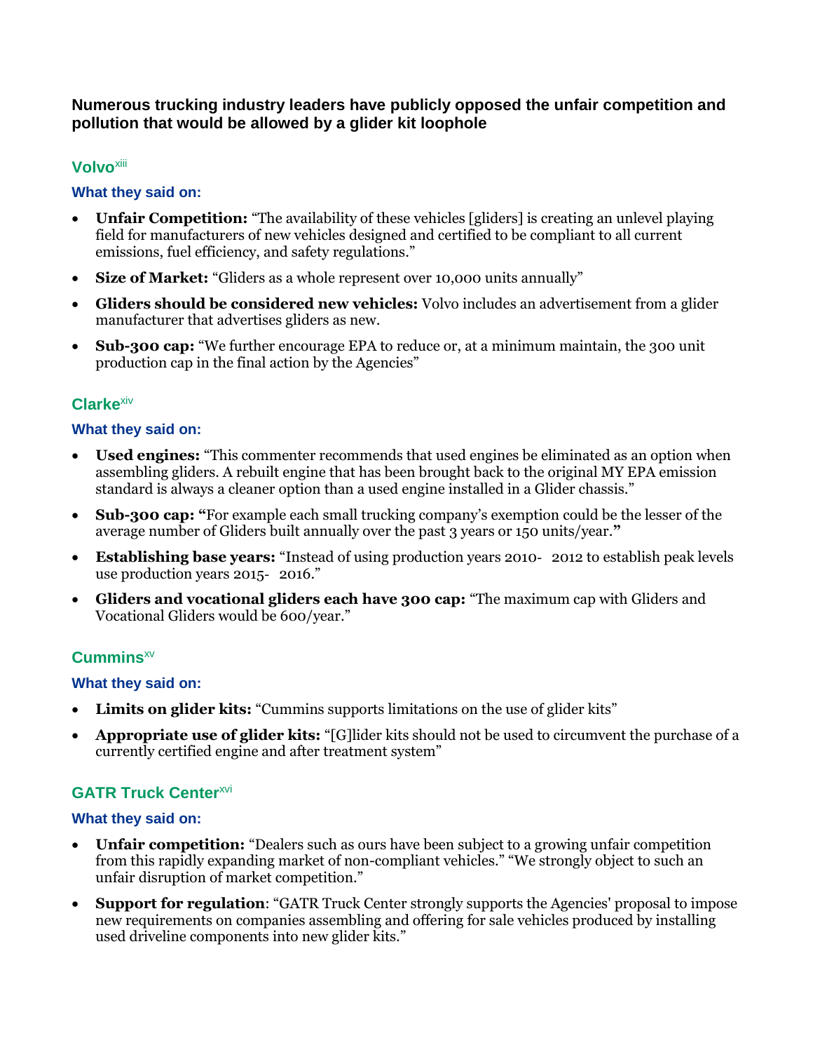## Numerous trucking industry leaders have publicly opposed the unfair competition and pollution that would be allowed by a glider kit loophole

### Volvo[xiii]

#### What they said on:

- **Unfair Competition:** "The availability of these vehicles [gliders] is creating an unlevel playing field for manufacturers of new vehicles designed and certified to be compliant to all current emissions, fuel efficiency, and safety regulations."
- **Size of Market:** "Gliders as a whole represent over 10,000 units annually"
- **Gliders should be considered new vehicles:** Volvo includes an advertisement from a glider manufacturer that advertises gliders as new.
- **Sub-300 cap:** "We further encourage EPA to reduce or, at a minimum maintain, the 300 unit production cap in the final action by the Agencies"

### Clarke[xiv]

#### What they said on:

- **Used engines:** "This commenter recommends that used engines be eliminated as an option when assembling gliders. A rebuilt engine that has been brought back to the original MY EPA emission standard is always a cleaner option than a used engine installed in a Glider chassis."
- **Sub-300 cap: "**For example each small trucking company's exemption could be the lesser of the average number of Gliders built annually over the past 3 years or 150 units/year.**"**
- **Establishing base years:** "Instead of using production years 2010- 2012 to establish peak levels use production years 2015- 2016."
- **Gliders and vocational gliders each have 300 cap:** "The maximum cap with Gliders and Vocational Gliders would be 600/year."

### Cummins[xv]

#### What they said on:

- **Limits on glider kits:** "Cummins supports limitations on the use of glider kits"
- **Appropriate use of glider kits:** "[G]lider kits should not be used to circumvent the purchase of a currently certified engine and after treatment system"

### GATR Truck Center[xvi]

#### What they said on:

- **Unfair competition:** "Dealers such as ours have been subject to a growing unfair competition from this rapidly expanding market of non-compliant vehicles." "We strongly object to such an unfair disruption of market competition."
- **Support for regulation**: "GATR Truck Center strongly supports the Agencies' proposal to impose new requirements on companies assembling and offering for sale vehicles produced by installing used driveline components into new glider kits."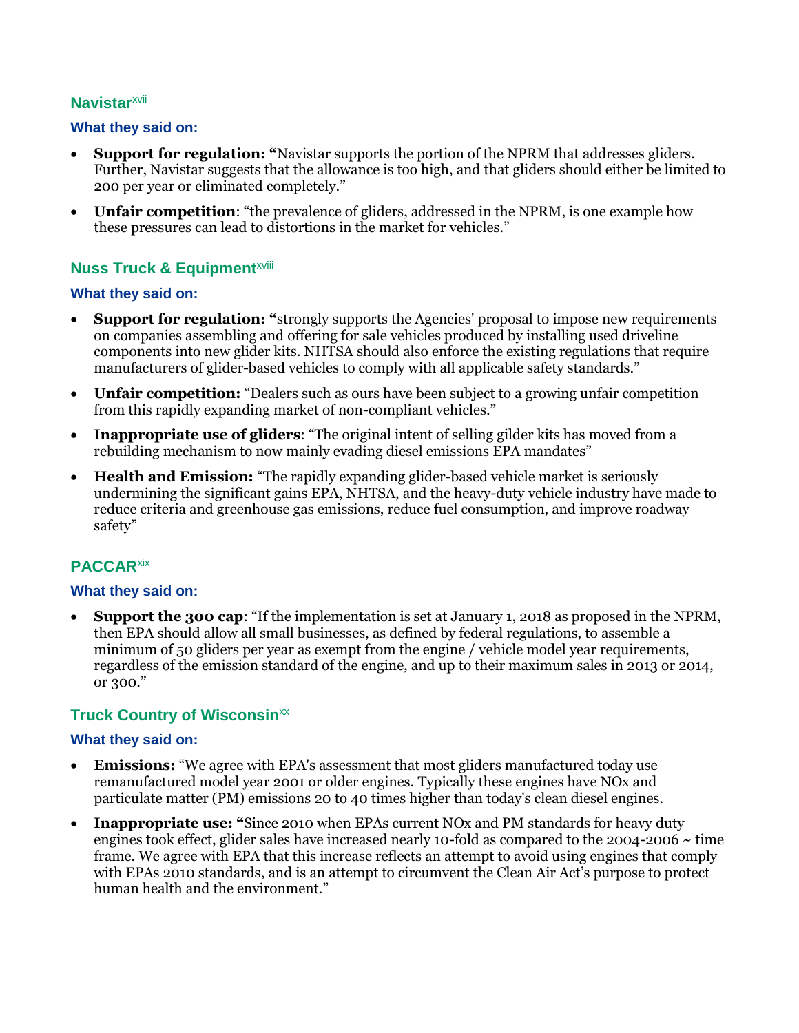### Navistar[xvii]

**What they said on:**

- **Support for regulation:** **"**Navistar supports the portion of the NPRM that addresses gliders. Further, Navistar suggests that the allowance is too high, and that gliders should either be limited to 200 per year or eliminated completely."
- **Unfair competition**: "the prevalence of gliders, addressed in the NPRM, is one example how these pressures can lead to distortions in the market for vehicles."

### Nuss Truck & Equipment[xviii]

**What they said on:**

- **Support for regulation:** **"**strongly supports the Agencies' proposal to impose new requirements on companies assembling and offering for sale vehicles produced by installing used driveline components into new glider kits. NHTSA should also enforce the existing regulations that require manufacturers of glider-based vehicles to comply with all applicable safety standards."
- **Unfair competition:** "Dealers such as ours have been subject to a growing unfair competition from this rapidly expanding market of non-compliant vehicles."
- **Inappropriate use of gliders**: "The original intent of selling gilder kits has moved from a rebuilding mechanism to now mainly evading diesel emissions EPA mandates"
- **Health and Emission:** "The rapidly expanding glider-based vehicle market is seriously undermining the significant gains EPA, NHTSA, and the heavy-duty vehicle industry have made to reduce criteria and greenhouse gas emissions, reduce fuel consumption, and improve roadway safety"

### PACCAR[xix]

**What they said on:**

- **Support the 300 cap**: "If the implementation is set at January 1, 2018 as proposed in the NPRM, then EPA should allow all small businesses, as defined by federal regulations, to assemble a minimum of 50 gliders per year as exempt from the engine / vehicle model year requirements, regardless of the emission standard of the engine, and up to their maximum sales in 2013 or 2014, or 300."

### Truck Country of Wisconsin[xx]

**What they said on:**

- **Emissions:** "We agree with EPA's assessment that most gliders manufactured today use remanufactured model year 2001 or older engines. Typically these engines have NOx and particulate matter (PM) emissions 20 to 40 times higher than today's clean diesel engines.
- **Inappropriate use:** **"**Since 2010 when EPAs current NOx and PM standards for heavy duty engines took effect, glider sales have increased nearly 10-fold as compared to the 2004-2006 ~ time frame. We agree with EPA that this increase reflects an attempt to avoid using engines that comply with EPAs 2010 standards, and is an attempt to circumvent the Clean Air Act's purpose to protect human health and the environment."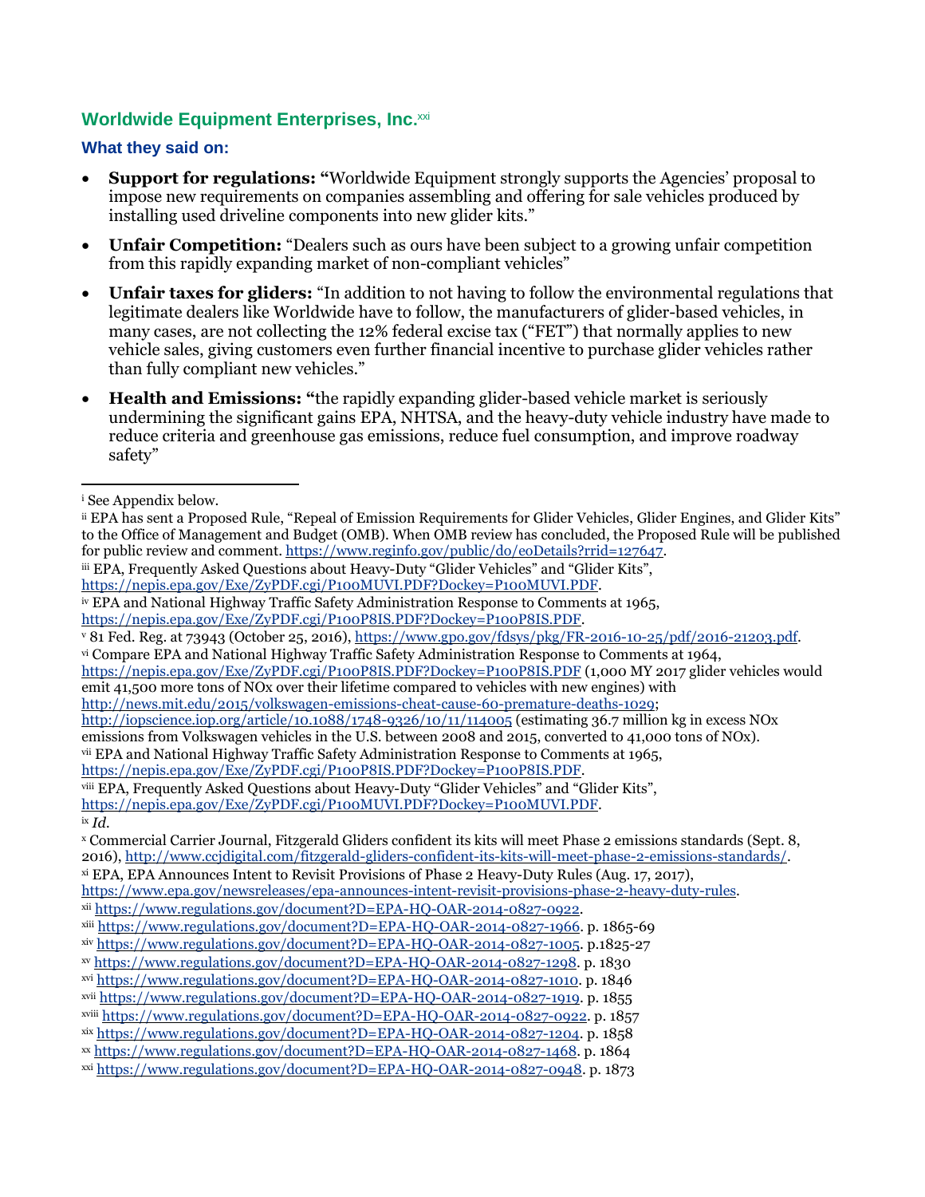## Worldwide Equipment Enterprises, Inc.[xxi]

### What they said on:

- **Support for regulations:** "Worldwide Equipment strongly supports the Agencies' proposal to impose new requirements on companies assembling and offering for sale vehicles produced by installing used driveline components into new glider kits."
- **Unfair Competition:** "Dealers such as ours have been subject to a growing unfair competition from this rapidly expanding market of non-compliant vehicles"
- **Unfair taxes for gliders:** "In addition to not having to follow the environmental regulations that legitimate dealers like Worldwide have to follow, the manufacturers of glider-based vehicles, in many cases, are not collecting the 12% federal excise tax ("FET") that normally applies to new vehicle sales, giving customers even further financial incentive to purchase glider vehicles rather than fully compliant new vehicles."
- **Health and Emissions:** "the rapidly expanding glider-based vehicle market is seriously undermining the significant gains EPA, NHTSA, and the heavy-duty vehicle industry have made to reduce criteria and greenhouse gas emissions, reduce fuel consumption, and improve roadway safety"

---

[i] See Appendix below.

[ii] EPA has sent a Proposed Rule, "Repeal of Emission Requirements for Glider Vehicles, Glider Engines, and Glider Kits" to the Office of Management and Budget (OMB). When OMB review has concluded, the Proposed Rule will be published for public review and comment. https://www.reginfo.gov/public/do/eoDetails?rrid=127647.

[iii] EPA, Frequently Asked Questions about Heavy-Duty "Glider Vehicles" and "Glider Kits", https://nepis.epa.gov/Exe/ZyPDF.cgi/P100MUVI.PDF?Dockey=P100MUVI.PDF.

[iv] EPA and National Highway Traffic Safety Administration Response to Comments at 1965, https://nepis.epa.gov/Exe/ZyPDF.cgi/P100P8IS.PDF?Dockey=P100P8IS.PDF.

[v] 81 Fed. Reg. at 73943 (October 25, 2016), https://www.gpo.gov/fdsys/pkg/FR-2016-10-25/pdf/2016-21203.pdf.

[vi] Compare EPA and National Highway Traffic Safety Administration Response to Comments at 1964, https://nepis.epa.gov/Exe/ZyPDF.cgi/P100P8IS.PDF?Dockey=P100P8IS.PDF (1,000 MY 2017 glider vehicles would emit 41,500 more tons of NOx over their lifetime compared to vehicles with new engines) with http://news.mit.edu/2015/volkswagen-emissions-cheat-cause-60-premature-deaths-1029; http://iopscience.iop.org/article/10.1088/1748-9326/10/11/114005 (estimating 36.7 million kg in excess NOx emissions from Volkswagen vehicles in the U.S. between 2008 and 2015, converted to 41,000 tons of NOx).

[vii] EPA and National Highway Traffic Safety Administration Response to Comments at 1965, https://nepis.epa.gov/Exe/ZyPDF.cgi/P100P8IS.PDF?Dockey=P100P8IS.PDF.

[viii] EPA, Frequently Asked Questions about Heavy-Duty "Glider Vehicles" and "Glider Kits", https://nepis.epa.gov/Exe/ZyPDF.cgi/P100MUVI.PDF?Dockey=P100MUVI.PDF.

[ix] *Id.*

[x] Commercial Carrier Journal, Fitzgerald Gliders confident its kits will meet Phase 2 emissions standards (Sept. 8, 2016), http://www.ccjdigital.com/fitzgerald-gliders-confident-its-kits-will-meet-phase-2-emissions-standards/.

[xi] EPA, EPA Announces Intent to Revisit Provisions of Phase 2 Heavy-Duty Rules (Aug. 17, 2017), https://www.epa.gov/newsreleases/epa-announces-intent-revisit-provisions-phase-2-heavy-duty-rules.

[xii] https://www.regulations.gov/document?D=EPA-HQ-OAR-2014-0827-0922.

[xiii] https://www.regulations.gov/document?D=EPA-HQ-OAR-2014-0827-1966. p. 1865-69

[xiv] https://www.regulations.gov/document?D=EPA-HQ-OAR-2014-0827-1005. p.1825-27

[xv] https://www.regulations.gov/document?D=EPA-HQ-OAR-2014-0827-1298. p. 1830

[xvi] https://www.regulations.gov/document?D=EPA-HQ-OAR-2014-0827-1010. p. 1846

[xvii] https://www.regulations.gov/document?D=EPA-HQ-OAR-2014-0827-1919. p. 1855

[xviii] https://www.regulations.gov/document?D=EPA-HQ-OAR-2014-0827-0922. p. 1857

[xix] https://www.regulations.gov/document?D=EPA-HQ-OAR-2014-0827-1204. p. 1858

[xx] https://www.regulations.gov/document?D=EPA-HQ-OAR-2014-0827-1468. p. 1864

[xxi] https://www.regulations.gov/document?D=EPA-HQ-OAR-2014-0827-0948. p. 1873